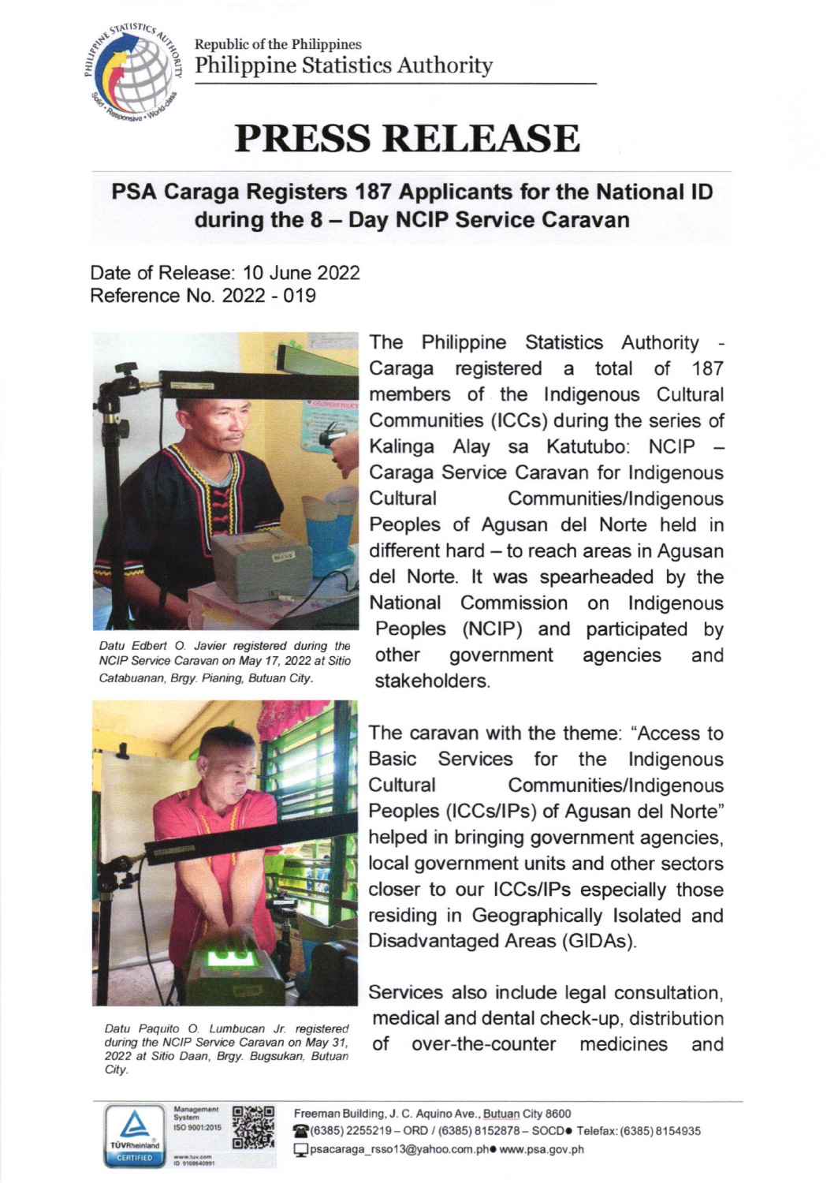Republic of the Philippines
Philippine Statistics Authority

# PRESS RELEASE

## PSA Caraga Registers 187 Applicants for the National ID during the 8 – Day NCIP Service Caravan

Date of Release: 10 June 2022
Reference No. 2022 - 019

*Datu Edbert O. Javier registered during the NCIP Service Caravan on May 17, 2022 at Sitio Catabuanan, Brgy. Pianing, Butuan City.*

*Datu Paquito O. Lumbucan Jr. registered during the NCIP Service Caravan on May 31, 2022 at Sitio Daan, Brgy. Bugsukan, Butuan City.*

The Philippine Statistics Authority - Caraga registered a total of 187 members of the Indigenous Cultural Communities (ICCs) during the series of Kalinga Alay sa Katutubo: NCIP – Caraga Service Caravan for Indigenous Cultural Communities/Indigenous Peoples of Agusan del Norte held in different hard – to reach areas in Agusan del Norte. It was spearheaded by the National Commission on Indigenous Peoples (NCIP) and participated by other government agencies and stakeholders.

The caravan with the theme: "Access to Basic Services for the Indigenous Cultural Communities/Indigenous Peoples (ICCs/IPs) of Agusan del Norte" helped in bringing government agencies, local government units and other sectors closer to our ICCs/IPs especially those residing in Geographically Isolated and Disadvantaged Areas (GIDAs).

Services also include legal consultation, medical and dental check-up, distribution of over-the-counter medicines and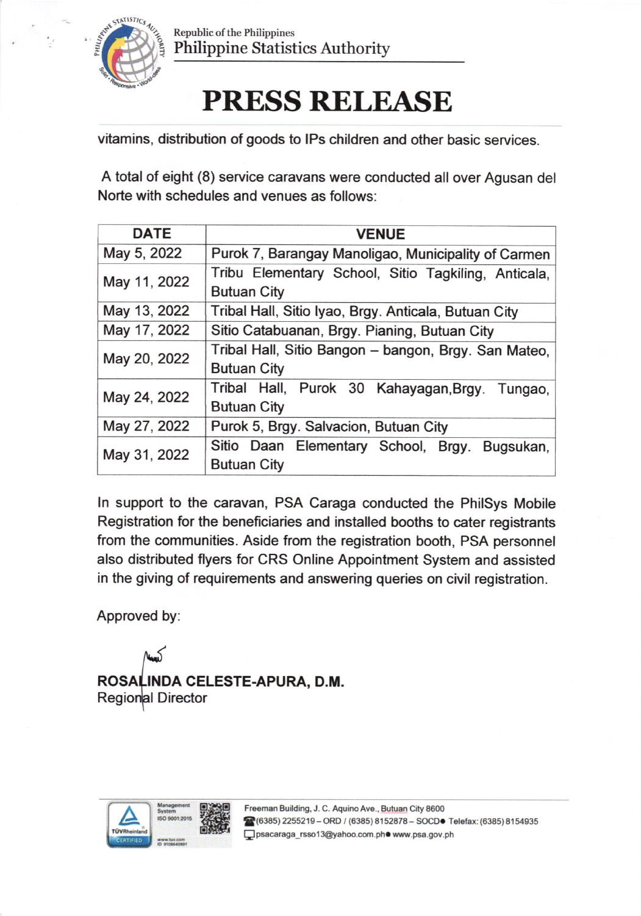Republic of the Philippines
Philippine Statistics Authority

# PRESS RELEASE

vitamins, distribution of goods to IPs children and other basic services.

A total of eight (8) service caravans were conducted all over Agusan del Norte with schedules and venues as follows:

| DATE | VENUE |
|---|---|
| May 5, 2022 | Purok 7, Barangay Manoligao, Municipality of Carmen |
| May 11, 2022 | Tribu Elementary School, Sitio Tagkiling, Anticala, Butuan City |
| May 13, 2022 | Tribal Hall, Sitio Iyao, Brgy. Anticala, Butuan City |
| May 17, 2022 | Sitio Catabuanan, Brgy. Pianing, Butuan City |
| May 20, 2022 | Tribal Hall, Sitio Bangon – bangon, Brgy. San Mateo, Butuan City |
| May 24, 2022 | Tribal Hall, Purok 30 Kahayagan,Brgy. Tungao, Butuan City |
| May 27, 2022 | Purok 5, Brgy. Salvacion, Butuan City |
| May 31, 2022 | Sitio Daan Elementary School, Brgy. Bugsukan, Butuan City |

In support to the caravan, PSA Caraga conducted the PhilSys Mobile Registration for the beneficiaries and installed booths to cater registrants from the communities. Aside from the registration booth, PSA personnel also distributed flyers for CRS Online Appointment System and assisted in the giving of requirements and answering queries on civil registration.

Approved by:

**ROSALINDA CELESTE-APURA, D.M.**
Regional Director

Freeman Building, J. C. Aquino Ave., Butuan City 8600
(6385) 2255219 – ORD / (6385) 8152878 – SOCD • Telefax: (6385) 8154935
psacaraga_rsso13@yahoo.com.ph • www.psa.gov.ph